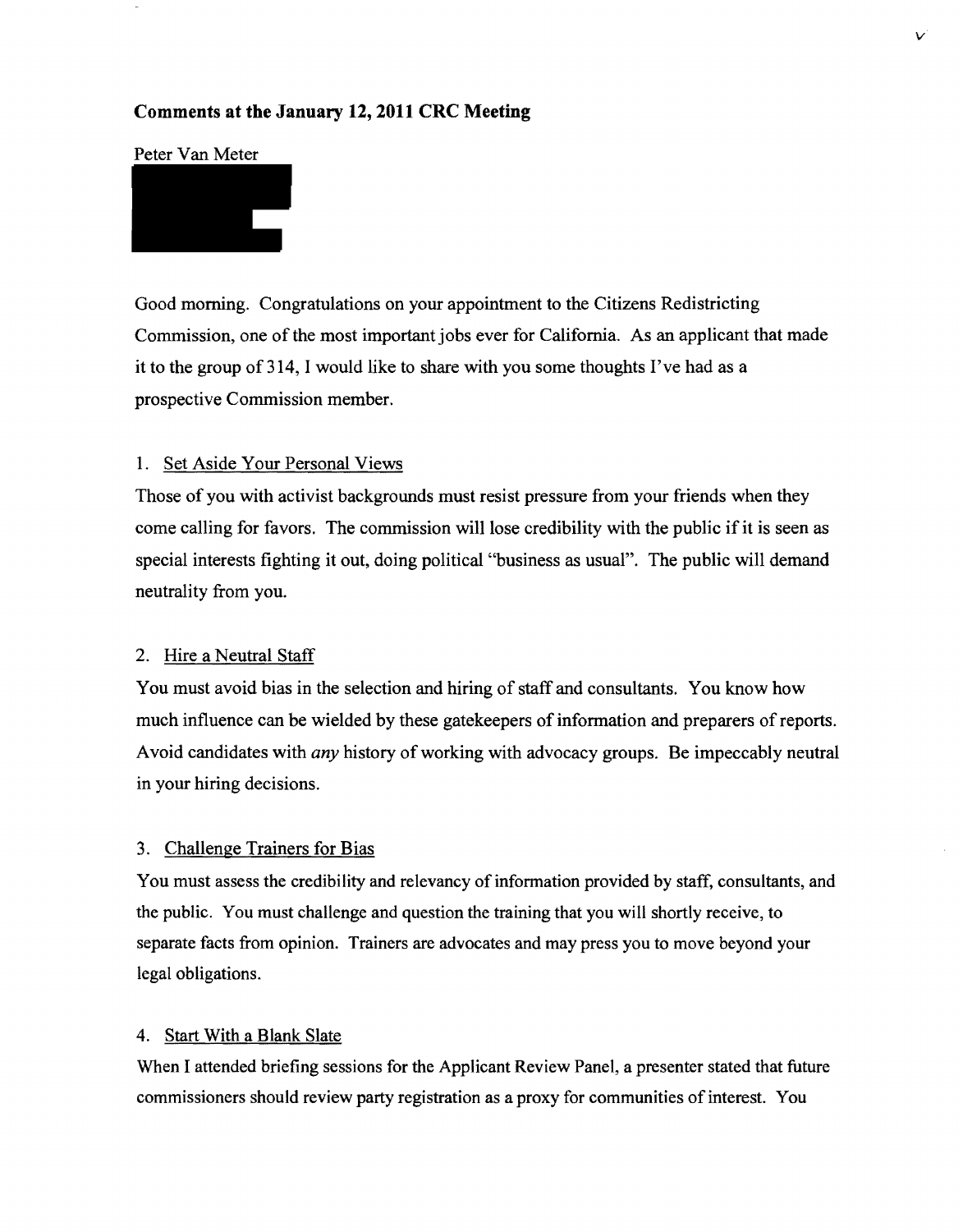**Comments at the January 12, 2011 CRC Meeting**

Peter Van Meter

Good morning. Congratulations on your appointment to the Citizens Redistricting Commission, one of the most important jobs ever for California. As an applicant that made it to the group of 314, I would like to share with you some thoughts I've had as a prospective Commission member.

1. Set Aside Your Personal Views

Those of you with activist backgrounds must resist pressure from your friends when they come calling for favors. The commission will lose credibility with the public if it is seen as special interests fighting it out, doing political "business as usual". The public will demand neutrality from you.

2. Hire a Neutral Staff

You must avoid bias in the selection and hiring of staff and consultants. You know how much influence can be wielded by these gatekeepers of information and preparers of reports. Avoid candidates with *any* history of working with advocacy groups. Be impeccably neutral in your hiring decisions.

3. Challenge Trainers for Bias

You must assess the credibility and relevancy of information provided by staff, consultants, and the public. You must challenge and question the training that you will shortly receive, to separate facts from opinion. Trainers are advocates and may press you to move beyond your legal obligations.

4. Start With a Blank Slate

When I attended briefing sessions for the Applicant Review Panel, a presenter stated that future commissioners should review party registration as a proxy for communities of interest. You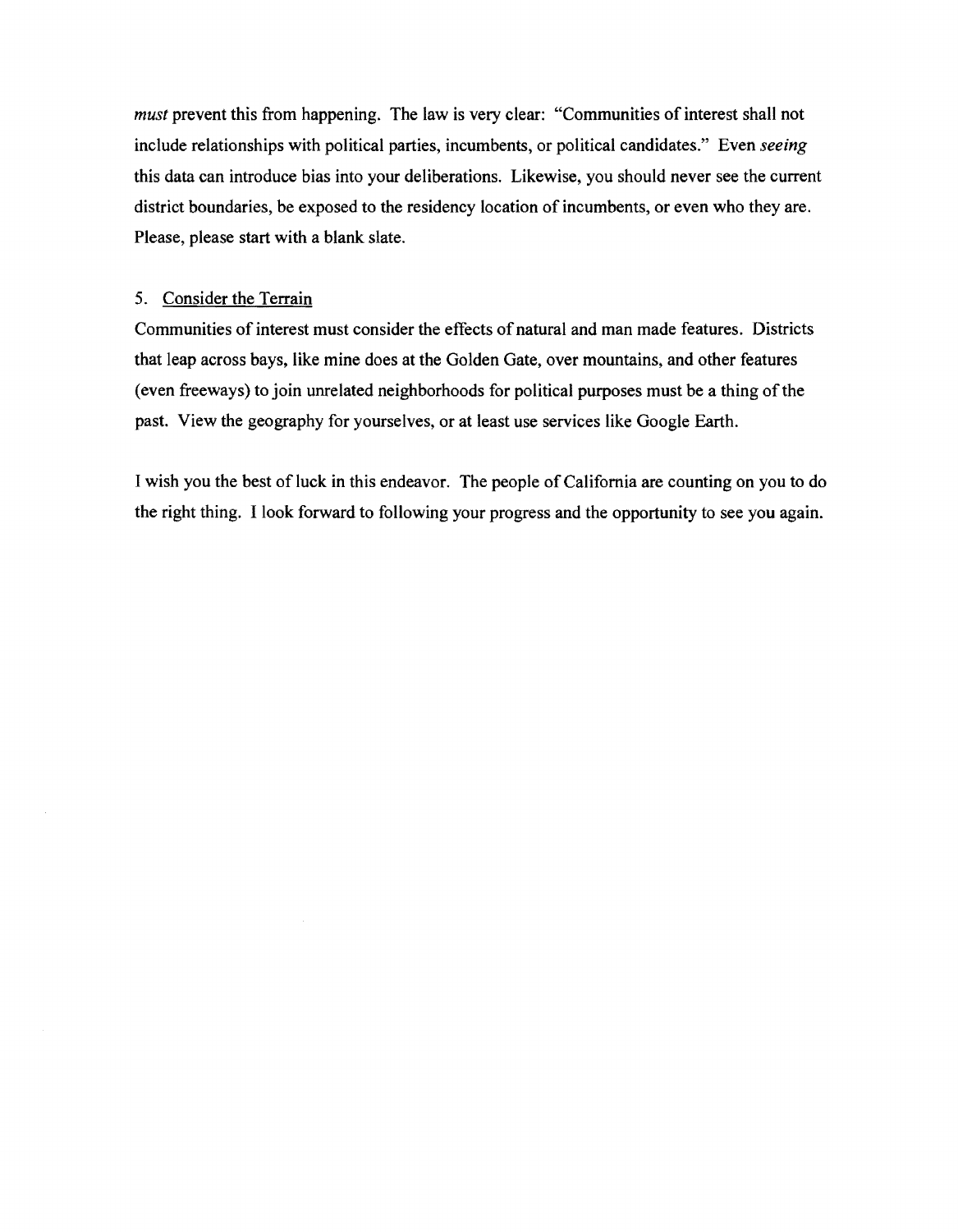*must* prevent this from happening. The law is very clear: "Communities of interest shall not include relationships with political parties, incumbents, or political candidates." Even *seeing* this data can introduce bias into your deliberations. Likewise, you should never see the current district boundaries, be exposed to the residency location of incumbents, or even who they are. Please, please start with a blank slate.

5. <u>Consider the Terrain</u>

Communities of interest must consider the effects of natural and man made features. Districts that leap across bays, like mine does at the Golden Gate, over mountains, and other features (even freeways) to join unrelated neighborhoods for political purposes must be a thing of the past. View the geography for yourselves, or at least use services like Google Earth.

I wish you the best of luck in this endeavor. The people of California are counting on you to do the right thing. I look forward to following your progress and the opportunity to see you again.